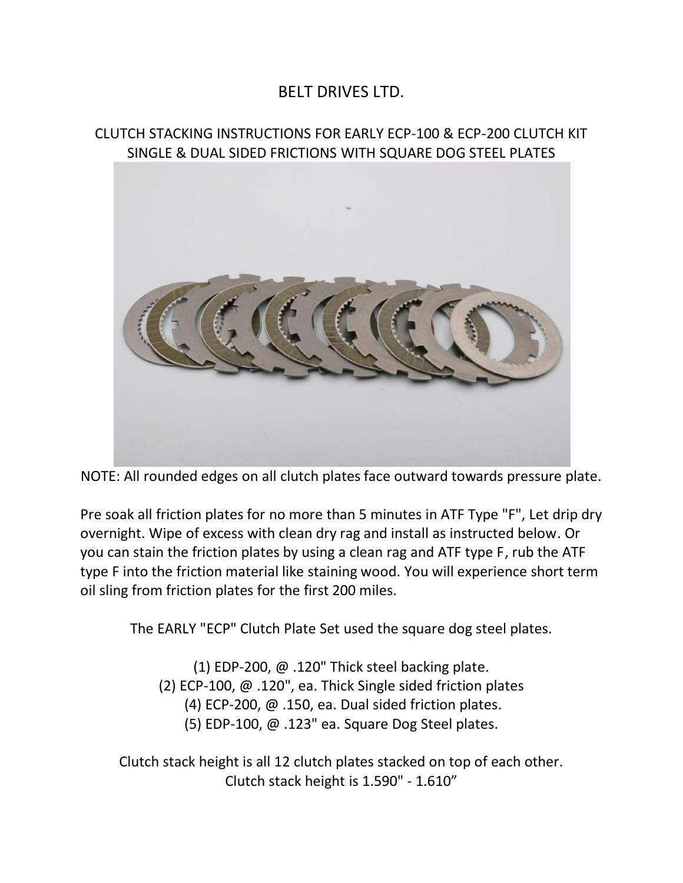# BELT DRIVES LTD.

## CLUTCH STACKING INSTRUCTIONS FOR EARLY ECP-100 & ECP-200 CLUTCH KIT SINGLE & DUAL SIDED FRICTIONS WITH SQUARE DOG STEEL PLATES

NOTE: All rounded edges on all clutch plates face outward towards pressure plate.

Pre soak all friction plates for no more than 5 minutes in ATF Type "F", Let drip dry overnight. Wipe of excess with clean dry rag and install as instructed below. Or you can stain the friction plates by using a clean rag and ATF type F, rub the ATF type F into the friction material like staining wood. You will experience short term oil sling from friction plates for the first 200 miles.

The EARLY "ECP" Clutch Plate Set used the square dog steel plates.

(1) EDP-200, @ .120" Thick steel backing plate.
(2) ECP-100, @ .120", ea. Thick Single sided friction plates
(4) ECP-200, @ .150, ea. Dual sided friction plates.
(5) EDP-100, @ .123" ea. Square Dog Steel plates.

Clutch stack height is all 12 clutch plates stacked on top of each other.
Clutch stack height is 1.590" - 1.610"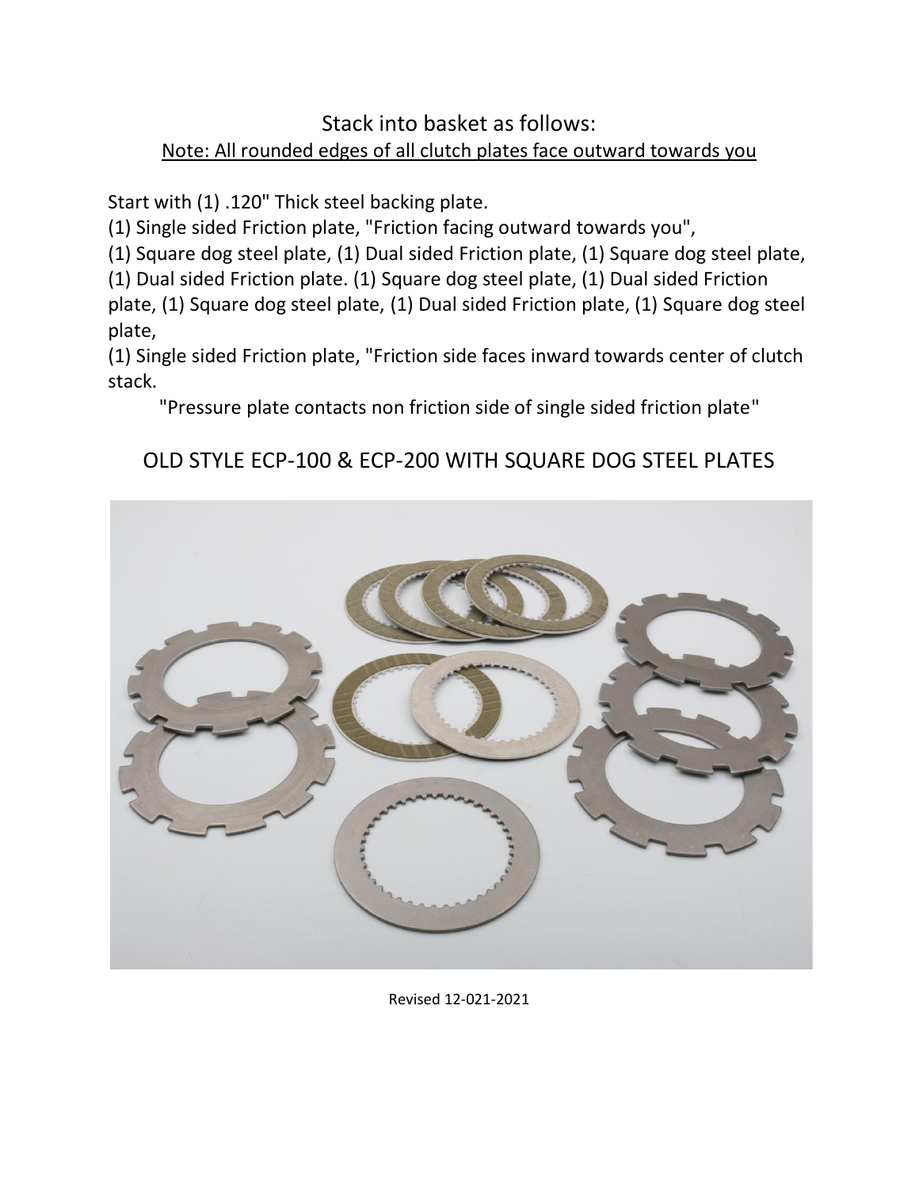## Stack into basket as follows:

Note: All rounded edges of all clutch plates face outward towards you

Start with (1) .120" Thick steel backing plate.
(1) Single sided Friction plate, "Friction facing outward towards you",
(1) Square dog steel plate, (1) Dual sided Friction plate, (1) Square dog steel plate,
(1) Dual sided Friction plate. (1) Square dog steel plate, (1) Dual sided Friction plate, (1) Square dog steel plate, (1) Dual sided Friction plate, (1) Square dog steel plate,
(1) Single sided Friction plate, "Friction side faces inward towards center of clutch stack.

"Pressure plate contacts non friction side of single sided friction plate"

## OLD STYLE ECP-100 & ECP-200 WITH SQUARE DOG STEEL PLATES

Revised 12-021-2021